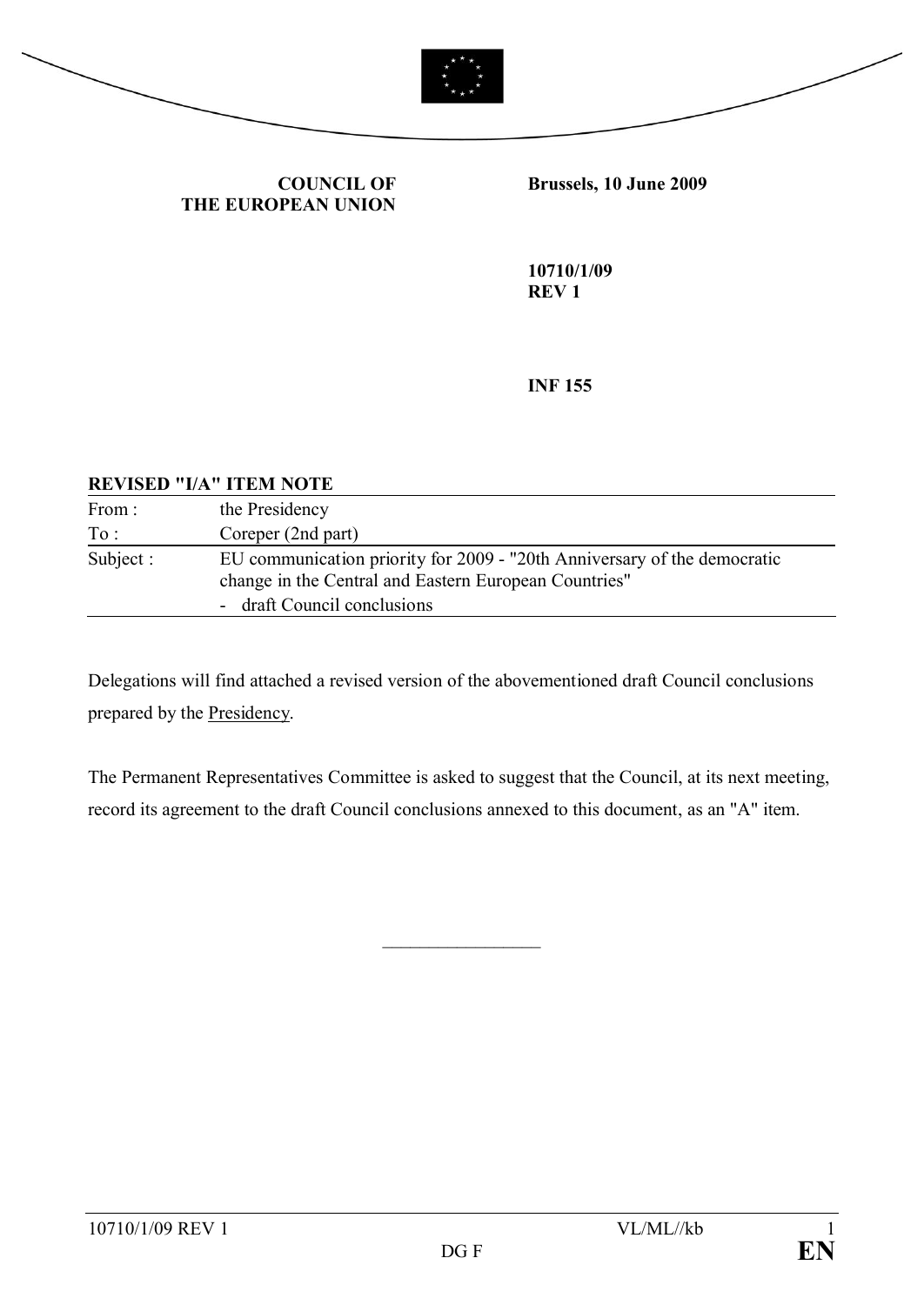**COUNCIL OF THE EUROPEAN UNION**

**Brussels, 10 June 2009**

**10710/1/09**
**REV 1**

**INF 155**

**REVISED "I/A" ITEM NOTE**

| | |
|---|---|
| From : | the Presidency |
| To : | Coreper (2nd part) |
| Subject : | EU communication priority for 2009 - "20th Anniversary of the democratic change in the Central and Eastern European Countries"<br>- draft Council conclusions |

Delegations will find attached a revised version of the abovementioned draft Council conclusions prepared by the Presidency.

The Permanent Representatives Committee is asked to suggest that the Council, at its next meeting, record its agreement to the draft Council conclusions annexed to this document, as an "A" item.

________________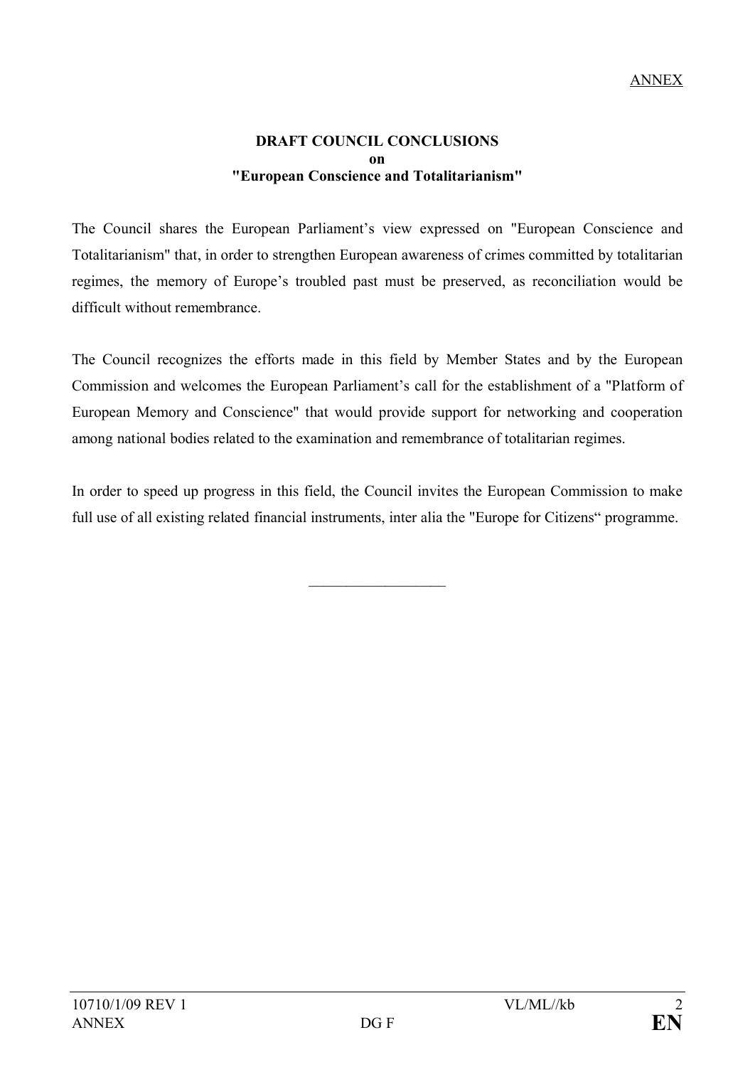ANNEX

**DRAFT COUNCIL CONCLUSIONS**
**on**
**"European Conscience and Totalitarianism"**

The Council shares the European Parliament's view expressed on "European Conscience and Totalitarianism" that, in order to strengthen European awareness of crimes committed by totalitarian regimes, the memory of Europe's troubled past must be preserved, as reconciliation would be difficult without remembrance.

The Council recognizes the efforts made in this field by Member States and by the European Commission and welcomes the European Parliament's call for the establishment of a "Platform of European Memory and Conscience" that would provide support for networking and cooperation among national bodies related to the examination and remembrance of totalitarian regimes.

In order to speed up progress in this field, the Council invites the European Commission to make full use of all existing related financial instruments, inter alia the "Europe for Citizens" programme.

---